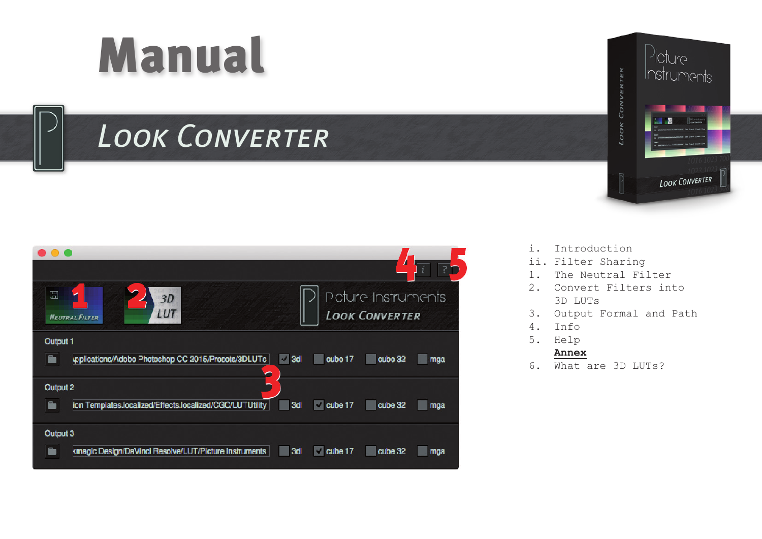# Manual

## Look Converter

i. Introduction
ii. Filter Sharing
1. The Neutral Filter
2. Convert Filters into 3D LUTs
3. Output Formal and Path
4. Info
5. Help

**Annex**

6. What are 3D LUTs?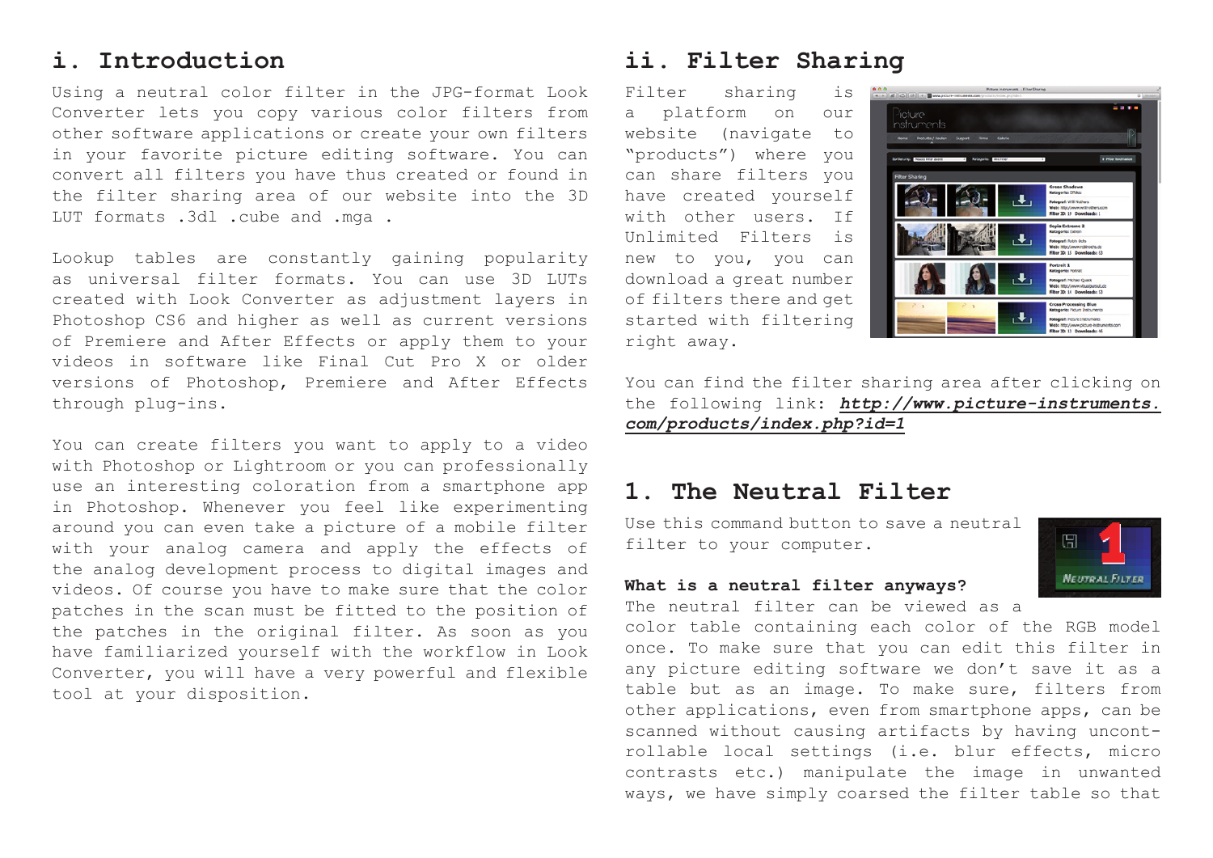## i. Introduction

Using a neutral color filter in the JPG-format Look Converter lets you copy various color filters from other software applications or create your own filters in your favorite picture editing software. You can convert all filters you have thus created or found in the filter sharing area of our website into the 3D LUT formats .3dl .cube and .mga .

Lookup tables are constantly gaining popularity as universal filter formats. You can use 3D LUTs created with Look Converter as adjustment layers in Photoshop CS6 and higher as well as current versions of Premiere and After Effects or apply them to your videos in software like Final Cut Pro X or older versions of Photoshop, Premiere and After Effects through plug-ins.

You can create filters you want to apply to a video with Photoshop or Lightroom or you can professionally use an interesting coloration from a smartphone app in Photoshop. Whenever you feel like experimenting around you can even take a picture of a mobile filter with your analog camera and apply the effects of the analog development process to digital images and videos. Of course you have to make sure that the color patches in the scan must be fitted to the position of the patches in the original filter. As soon as you have familiarized yourself with the workflow in Look Converter, you will have a very powerful and flexible tool at your disposition.

## ii. Filter Sharing

Filter sharing is a platform on our website (navigate to "products") where you can share filters you have created yourself with other users. If Unlimited Filters is new to you, you can download a great number of filters there and get started with filtering right away.

You can find the filter sharing area after clicking on the following link: ***http://www.picture-instruments.com/products/index.php?id=1***

## 1. The Neutral Filter

Use this command button to save a neutral filter to your computer.

**What is a neutral filter anyways?**

The neutral filter can be viewed as a color table containing each color of the RGB model once. To make sure that you can edit this filter in any picture editing software we don't save it as a table but as an image. To make sure, filters from other applications, even from smartphone apps, can be scanned without causing artifacts by having uncontrollable local settings (i.e. blur effects, micro contrasts etc.) manipulate the image in unwanted ways, we have simply coarsed the filter table so that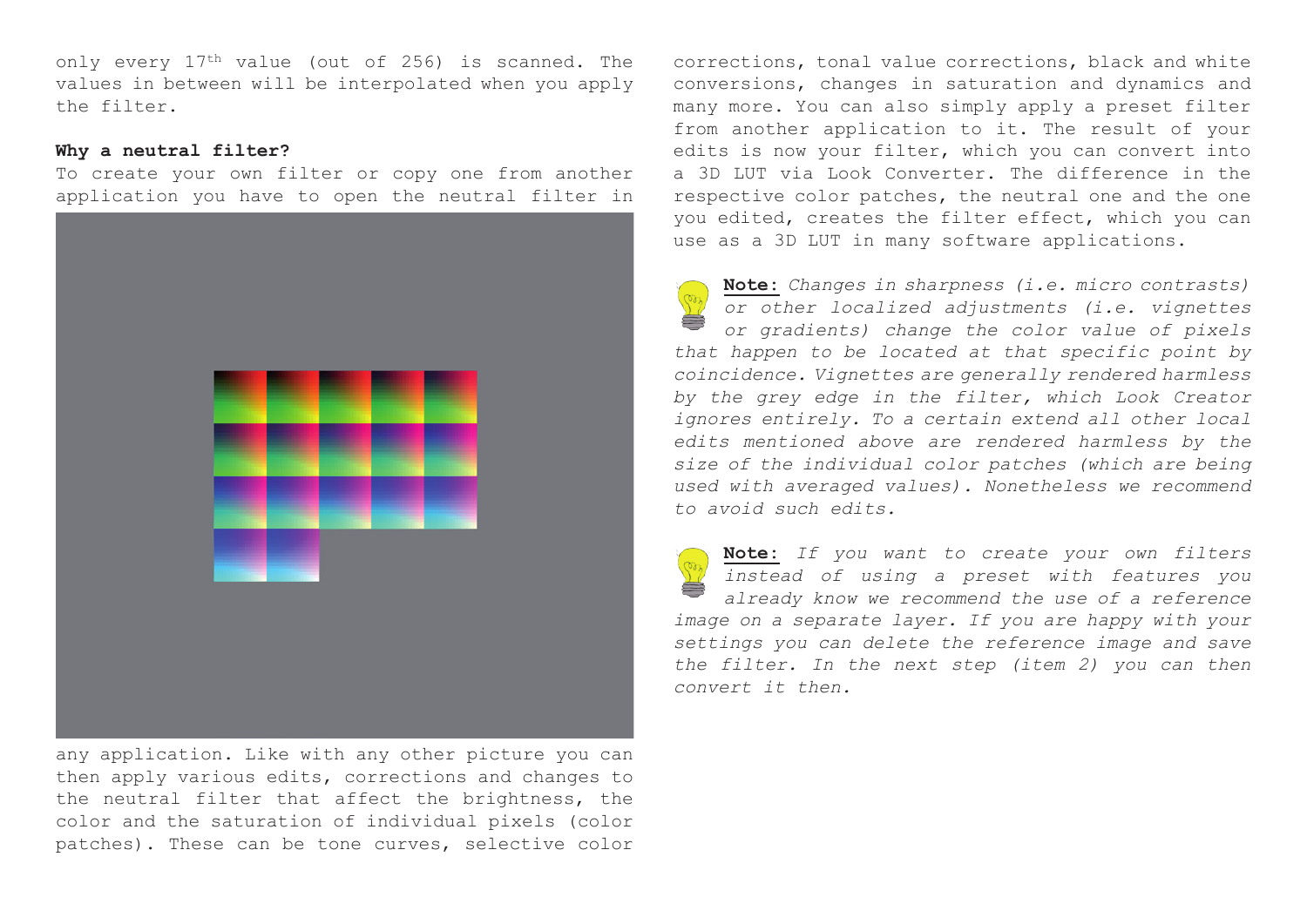only every 17th value (out of 256) is scanned. The values in between will be interpolated when you apply the filter.

**Why a neutral filter?**

To create your own filter or copy one from another application you have to open the neutral filter in any application. Like with any other picture you can then apply various edits, corrections and changes to the neutral filter that affect the brightness, the color and the saturation of individual pixels (color patches). These can be tone curves, selective color corrections, tonal value corrections, black and white conversions, changes in saturation and dynamics and many more. You can also simply apply a preset filter from another application to it. The result of your edits is now your filter, which you can convert into a 3D LUT via Look Converter. The difference in the respective color patches, the neutral one and the one you edited, creates the filter effect, which you can use as a 3D LUT in many software applications.

**Note:** *Changes in sharpness (i.e. micro contrasts) or other localized adjustments (i.e. vignettes or gradients) change the color value of pixels that happen to be located at that specific point by coincidence. Vignettes are generally rendered harmless by the grey edge in the filter, which Look Creator ignores entirely. To a certain extend all other local edits mentioned above are rendered harmless by the size of the individual color patches (which are being used with averaged values). Nonetheless we recommend to avoid such edits.*

**Note:** *If you want to create your own filters instead of using a preset with features you already know we recommend the use of a reference image on a separate layer. If you are happy with your settings you can delete the reference image and save the filter. In the next step (item 2) you can then convert it then.*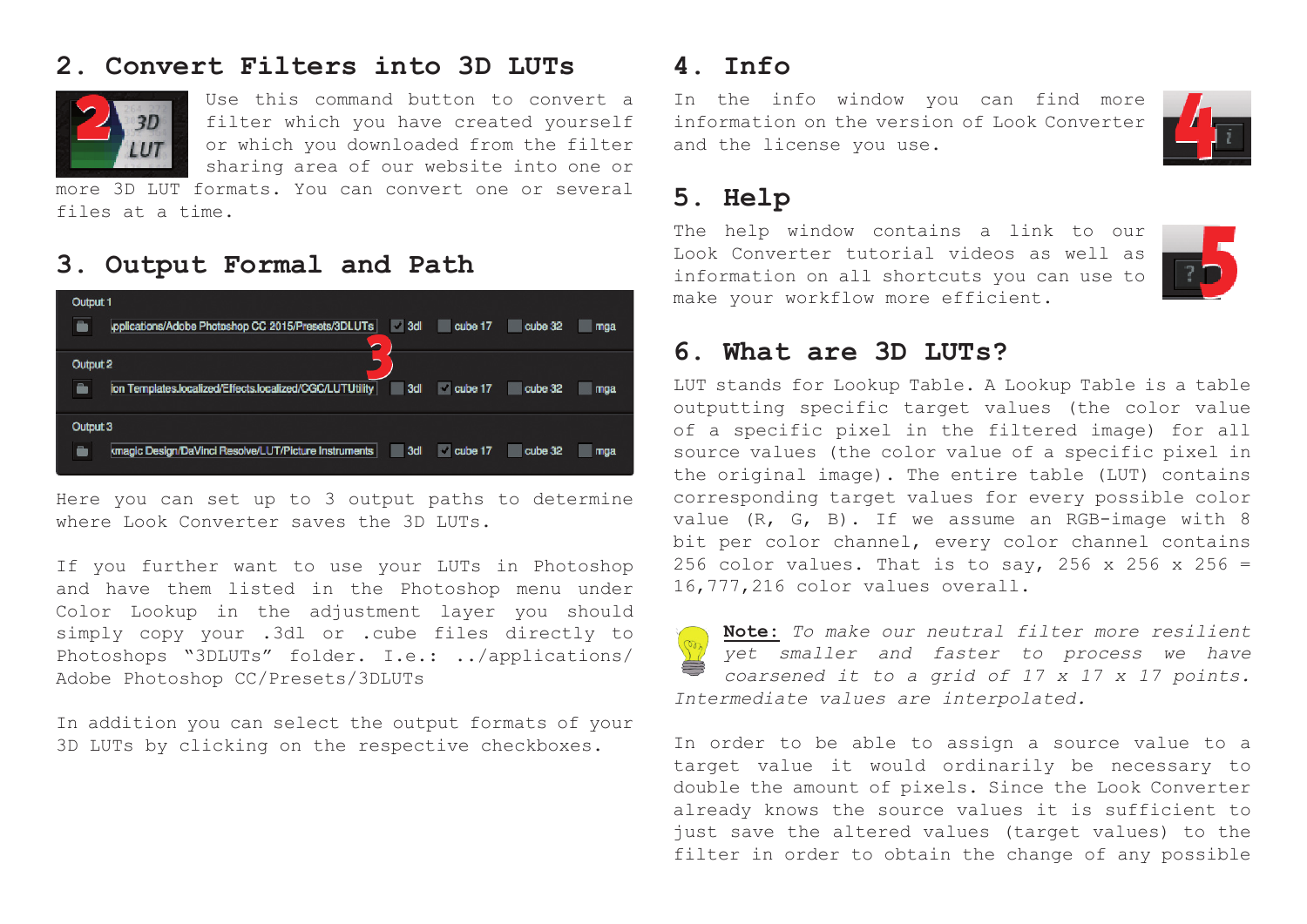## 2. Convert Filters into 3D LUTs

Use this command button to convert a filter which you have created yourself or which you downloaded from the filter sharing area of our website into one or more 3D LUT formats. You can convert one or several files at a time.

## 3. Output Formal and Path

Here you can set up to 3 output paths to determine where Look Converter saves the 3D LUTs.

If you further want to use your LUTs in Photoshop and have them listed in the Photoshop menu under Color Lookup in the adjustment layer you should simply copy your .3dl or .cube files directly to Photoshops "3DLUTs" folder. I.e.: ../applications/Adobe Photoshop CC/Presets/3DLUTS

In addition you can select the output formats of your 3D LUTs by clicking on the respective checkboxes.

## 4. Info

In the info window you can find more information on the version of Look Converter and the license you use.

## 5. Help

The help window contains a link to our Look Converter tutorial videos as well as information on all shortcuts you can use to make your workflow more efficient.

## 6. What are 3D LUTs?

LUT stands for Lookup Table. A Lookup Table is a table outputting specific target values (the color value of a specific pixel in the filtered image) for all source values (the color value of a specific pixel in the original image). The entire table (LUT) contains corresponding target values for every possible color value (R, G, B). If we assume an RGB-image with 8 bit per color channel, every color channel contains 256 color values. That is to say, 256 x 256 x 256 = 16,777,216 color values overall.

**Note:** *To make our neutral filter more resilient yet smaller and faster to process we have coarsened it to a grid of 17 x 17 x 17 points. Intermediate values are interpolated.*

In order to be able to assign a source value to a target value it would ordinarily be necessary to double the amount of pixels. Since the Look Converter already knows the source values it is sufficient to just save the altered values (target values) to the filter in order to obtain the change of any possible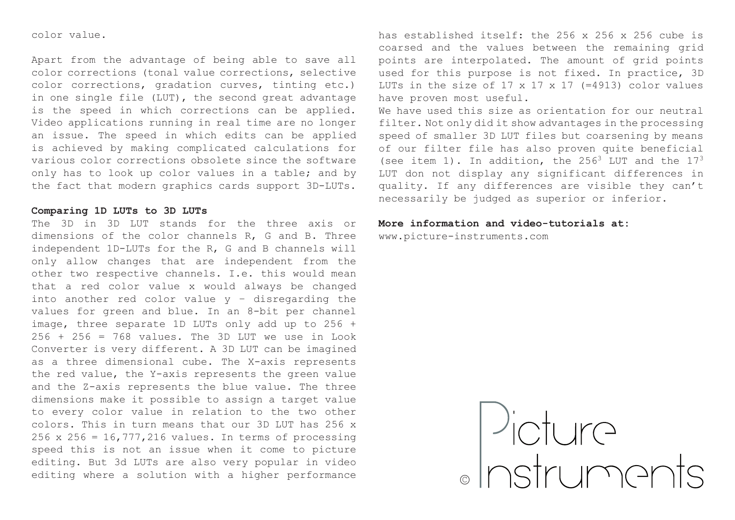color value.

Apart from the advantage of being able to save all color corrections (tonal value corrections, selective color corrections, gradation curves, tinting etc.) in one single file (LUT), the second great advantage is the speed in which corrections can be applied. Video applications running in real time are no longer an issue. The speed in which edits can be applied is achieved by making complicated calculations for various color corrections obsolete since the software only has to look up color values in a table; and by the fact that modern graphics cards support 3D-LUTs.

**Comparing 1D LUTs to 3D LUTs**

The 3D in 3D LUT stands for the three axis or dimensions of the color channels R, G and B. Three independent 1D-LUTs for the R, G and B channels will only allow changes that are independent from the other two respective channels. I.e. this would mean that a red color value x would always be changed into another red color value y – disregarding the values for green and blue. In an 8-bit per channel image, three separate 1D LUTs only add up to 256 + 256 + 256 = 768 values. The 3D LUT we use in Look Converter is very different. A 3D LUT can be imagined as a three dimensional cube. The X-axis represents the red value, the Y-axis represents the green value and the Z-axis represents the blue value. The three dimensions make it possible to assign a target value to every color value in relation to the two other colors. This in turn means that our 3D LUT has 256 x 256 x 256 = 16,777,216 values. In terms of processing speed this is not an issue when it come to picture editing. But 3d LUTs are also very popular in video editing where a solution with a higher performance has established itself: the 256 x 256 x 256 cube is coarsed and the values between the remaining grid points are interpolated. The amount of grid points used for this purpose is not fixed. In practice, 3D LUTs in the size of 17 x 17 x 17 (=4913) color values have proven most useful.

We have used this size as orientation for our neutral filter. Not only did it show advantages in the processing speed of smaller 3D LUT files but coarsening by means of our filter file has also proven quite beneficial (see item 1). In addition, the $256^3$ LUT and the $17^3$ LUT don not display any significant differences in quality. If any differences are visible they can't necessarily be judged as superior or inferior.

**More information and video-tutorials at:**
www.picture-instruments.com

© Picture Instruments